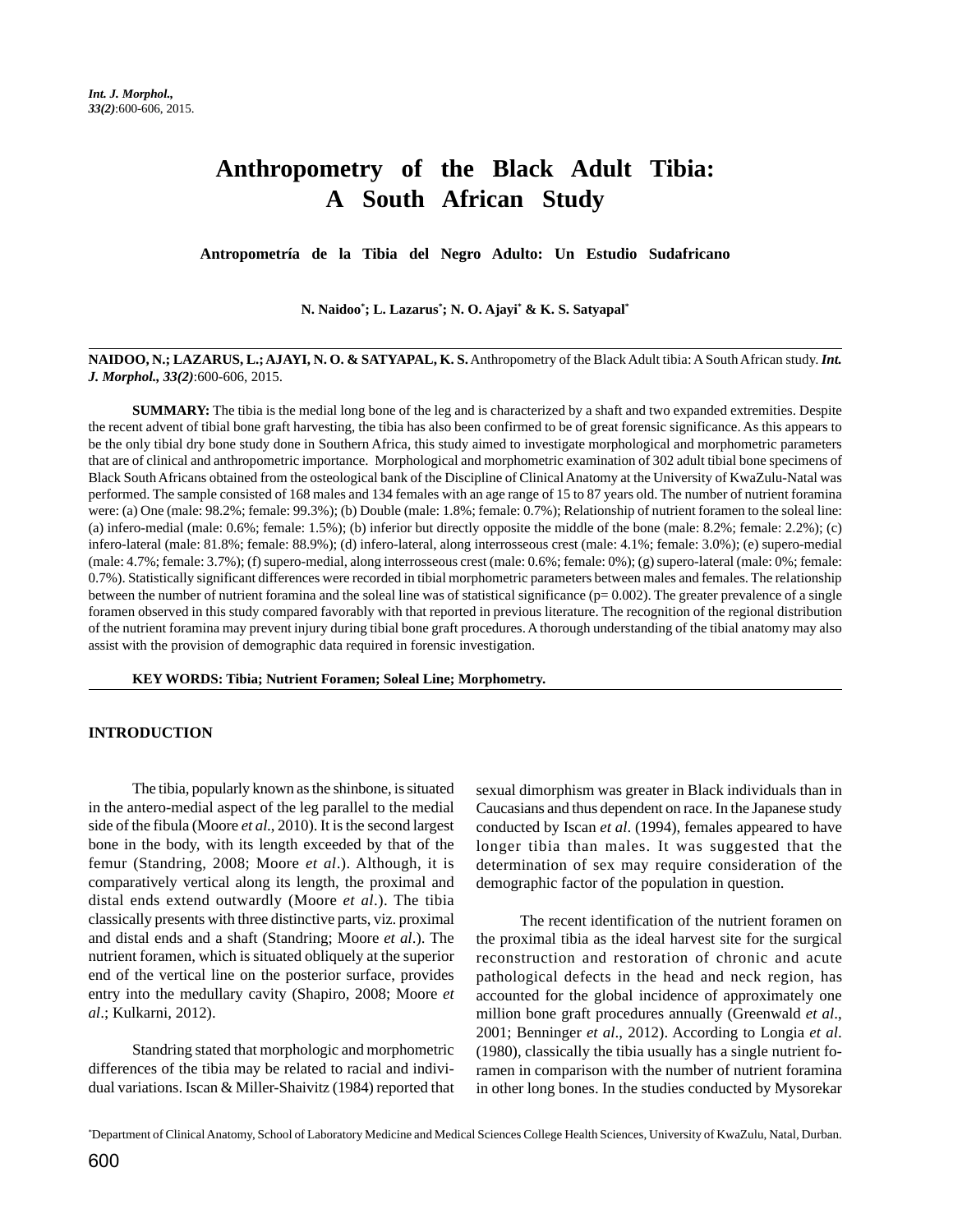# Anthropometry of the Black Adult Tibia: A South African Study

**Antropometría de la Tibia del Negro Adulto: Un Estudio Sudafricano**

**N. Naidoo[*]; L. Lazarus[*]; N. O. Ajayi[*] & K. S. Satyapal[*]**

---

**NAIDOO, N.; LAZARUS, L.; AJAYI, N. O. & SATYAPAL, K. S.** Anthropometry of the Black Adult tibia: A South African study. ***Int. J. Morphol., 33(2)***:600-606, 2015.

**SUMMARY:** The tibia is the medial long bone of the leg and is characterized by a shaft and two expanded extremities. Despite the recent advent of tibial bone graft harvesting, the tibia has also been confirmed to be of great forensic significance. As this appears to be the only tibial dry bone study done in Southern Africa, this study aimed to investigate morphological and morphometric parameters that are of clinical and anthropometric importance. Morphological and morphometric examination of 302 adult tibial bone specimens of Black South Africans obtained from the osteological bank of the Discipline of Clinical Anatomy at the University of KwaZulu-Natal was performed. The sample consisted of 168 males and 134 females with an age range of 15 to 87 years old. The number of nutrient foramina were: (a) One (male: 98.2%; female: 99.3%); (b) Double (male: 1.8%; female: 0.7%); Relationship of nutrient foramen to the soleal line: (a) infero-medial (male: 0.6%; female: 1.5%); (b) inferior but directly opposite the middle of the bone (male: 8.2%; female: 2.2%); (c) infero-lateral (male: 81.8%; female: 88.9%); (d) infero-lateral, along interrosseous crest (male: 4.1%; female: 3.0%); (e) supero-medial (male: 4.7%; female: 3.7%); (f) supero-medial, along interrosseous crest (male: 0.6%; female: 0%); (g) supero-lateral (male: 0%; female: 0.7%). Statistically significant differences were recorded in tibial morphometric parameters between males and females. The relationship between the number of nutrient foramina and the soleal line was of statistical significance (p= 0.002). The greater prevalence of a single foramen observed in this study compared favorably with that reported in previous literature. The recognition of the regional distribution of the nutrient foramina may prevent injury during tibial bone graft procedures. A thorough understanding of the tibial anatomy may also assist with the provision of demographic data required in forensic investigation.

**KEY WORDS: Tibia; Nutrient Foramen; Soleal Line; Morphometry.**

---

## INTRODUCTION

The tibia, popularly known as the shinbone, is situated in the antero-medial aspect of the leg parallel to the medial side of the fibula (Moore *et al.*, 2010). It is the second largest bone in the body, with its length exceeded by that of the femur (Standring, 2008; Moore *et al*.). Although, it is comparatively vertical along its length, the proximal and distal ends extend outwardly (Moore *et al*.). The tibia classically presents with three distinctive parts, viz. proximal and distal ends and a shaft (Standring; Moore *et al*.). The nutrient foramen, which is situated obliquely at the superior end of the vertical line on the posterior surface, provides entry into the medullary cavity (Shapiro, 2008; Moore *et al*.; Kulkarni, 2012).

Standring stated that morphologic and morphometric differences of the tibia may be related to racial and individual variations. Iscan & Miller-Shaivitz (1984) reported that sexual dimorphism was greater in Black individuals than in Caucasians and thus dependent on race. In the Japanese study conducted by Iscan *et al*. (1994), females appeared to have longer tibia than males. It was suggested that the determination of sex may require consideration of the demographic factor of the population in question.

The recent identification of the nutrient foramen on the proximal tibia as the ideal harvest site for the surgical reconstruction and restoration of chronic and acute pathological defects in the head and neck region, has accounted for the global incidence of approximately one million bone graft procedures annually (Greenwald *et al*., 2001; Benninger *et al*., 2012). According to Longia *et al*. (1980), classically the tibia usually has a single nutrient foramen in comparison with the number of nutrient foramina in other long bones. In the studies conducted by Mysorekar

[*]Department of Clinical Anatomy, School of Laboratory Medicine and Medical Sciences College Health Sciences, University of KwaZulu, Natal, Durban.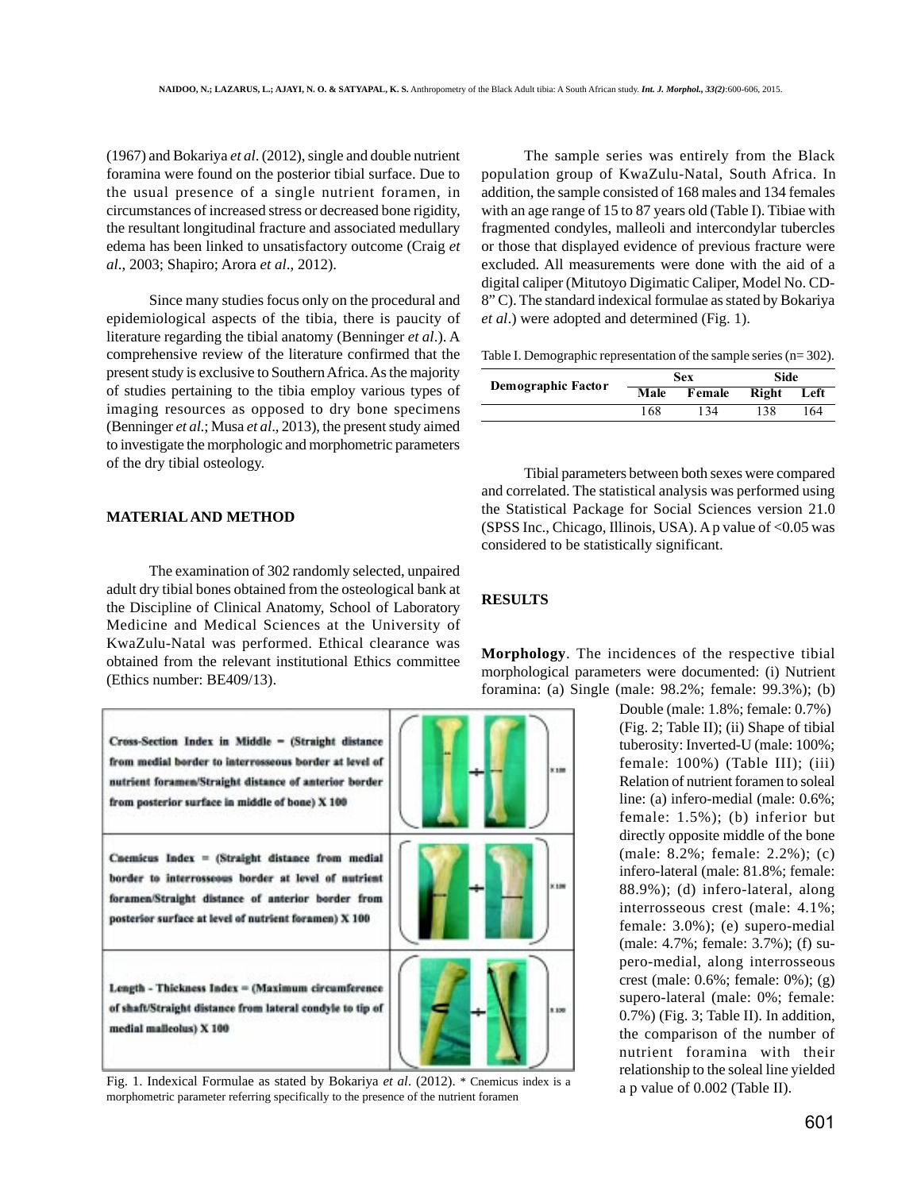(1967) and Bokariya *et al*. (2012), single and double nutrient foramina were found on the posterior tibial surface. Due to the usual presence of a single nutrient foramen, in circumstances of increased stress or decreased bone rigidity, the resultant longitudinal fracture and associated medullary edema has been linked to unsatisfactory outcome (Craig *et al*., 2003; Shapiro; Arora *et al*., 2012).

Since many studies focus only on the procedural and epidemiological aspects of the tibia, there is paucity of literature regarding the tibial anatomy (Benninger *et al*.). A comprehensive review of the literature confirmed that the present study is exclusive to Southern Africa. As the majority of studies pertaining to the tibia employ various types of imaging resources as opposed to dry bone specimens (Benninger *et al*.; Musa *et al*., 2013), the present study aimed to investigate the morphologic and morphometric parameters of the dry tibial osteology.

## MATERIAL AND METHOD

The examination of 302 randomly selected, unpaired adult dry tibial bones obtained from the osteological bank at the Discipline of Clinical Anatomy, School of Laboratory Medicine and Medical Sciences at the University of KwaZulu-Natal was performed. Ethical clearance was obtained from the relevant institutional Ethics committee (Ethics number: BE409/13).

**Cross-Section Index in Middle** = (Straight distance from medial border to interrosseous border at level of nutrient foramen/Straight distance of anterior border from posterior surface in middle of bone) X 100

**Cnemicus Index** = (Straight distance from medial border to interrosseous border at level of nutrient foramen/Straight distance of anterior border from posterior surface at level of nutrient foramen) X 100

**Length - Thickness Index** = (Maximum circumference of shaft/Straight distance from lateral condyle to tip of medial malleolus) X 100

Fig. 1. Indexical Formulae as stated by Bokariya *et al*. (2012). * Cnemicus index is a morphometric parameter referring specifically to the presence of the nutrient foramen

The sample series was entirely from the Black population group of KwaZulu-Natal, South Africa. In addition, the sample consisted of 168 males and 134 females with an age range of 15 to 87 years old (Table I). Tibiae with fragmented condyles, malleoli and intercondylar tubercles or those that displayed evidence of previous fracture were excluded. All measurements were done with the aid of a digital caliper (Mitutoyo Digimatic Caliper, Model No. CD-8" C). The standard indexical formulae as stated by Bokariya *et al*.) were adopted and determined (Fig. 1).

Table I. Demographic representation of the sample series (n= 302).

| Demographic Factor | Sex | | Side | |
|---|---|---|---|---|
| | Male | Female | Right | Left |
| | 168 | 134 | 138 | 164 |

Tibial parameters between both sexes were compared and correlated. The statistical analysis was performed using the Statistical Package for Social Sciences version 21.0 (SPSS Inc., Chicago, Illinois, USA). A p value of <0.05 was considered to be statistically significant.

## RESULTS

**Morphology**. The incidences of the respective tibial morphological parameters were documented: (i) Nutrient foramina: (a) Single (male: 98.2%; female: 99.3%); (b) Double (male: 1.8%; female: 0.7%) (Fig. 2; Table II); (ii) Shape of tibial tuberosity: Inverted-U (male: 100%; female: 100%) (Table III); (iii) Relation of nutrient foramen to soleal line: (a) infero-medial (male: 0.6%; female: 1.5%); (b) inferior but directly opposite middle of the bone (male: 8.2%; female: 2.2%); (c) infero-lateral (male: 81.8%; female: 88.9%); (d) infero-lateral, along interrosseous crest (male: 4.1%; female: 3.0%); (e) supero-medial (male: 4.7%; female: 3.7%); (f) supero-medial, along interrosseous crest (male: 0.6%; female: 0%); (g) supero-lateral (male: 0%; female: 0.7%) (Fig. 3; Table II). In addition, the comparison of the number of nutrient foramina with their relationship to the soleal line yielded a p value of 0.002 (Table II).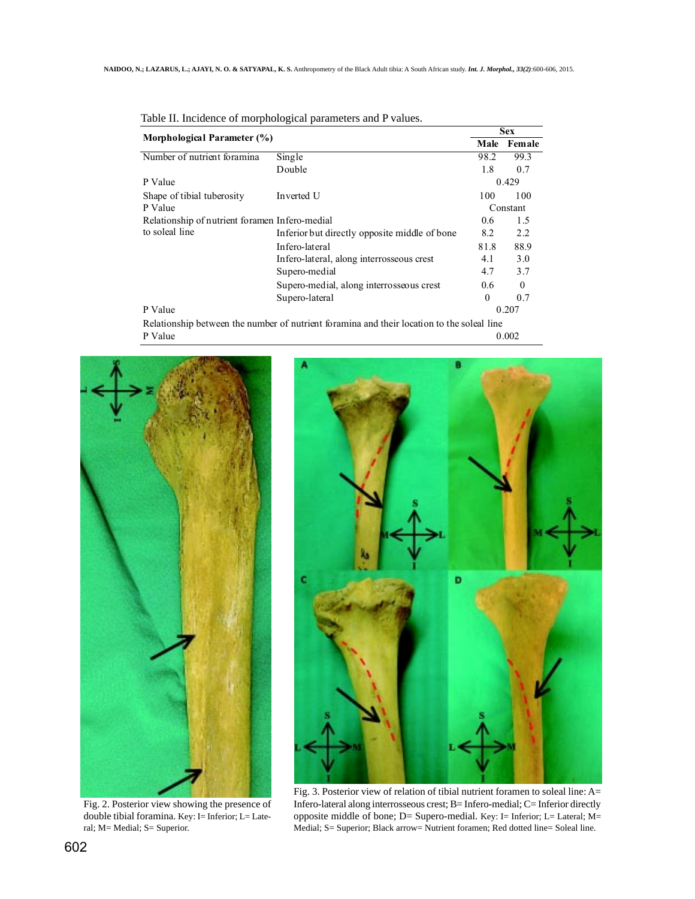Table II. Incidence of morphological parameters and P values.

| Morphological Parameter (%) | | Sex | |
|---|---|---|---|
| | | Male | Female |
| Number of nutrient foramina | Single | 98.2 | 99.3 |
| | Double | 1.8 | 0.7 |
| P Value | | 0.429 | |
| Shape of tibial tuberosity | Inverted U | 100 | 100 |
| P Value | | Constant | |
| Relationship of nutrient foramen to soleal line | Infero-medial | 0.6 | 1.5 |
| | Inferior but directly opposite middle of bone | 8.2 | 2.2 |
| | Infero-lateral | 81.8 | 88.9 |
| | Infero-lateral, along interrosseous crest | 4.1 | 3.0 |
| | Supero-medial | 4.7 | 3.7 |
| | Supero-medial, along interrosseous crest | 0.6 | 0 |
| | Supero-lateral | 0 | 0.7 |
| P Value | | 0.207 | |
| Relationship between the number of nutrient foramina and their location to the soleal line | | | |
| P Value | | 0.002 | |

Fig. 2. Posterior view showing the presence of double tibial foramina. Key: I= Inferior; L= Lateral; M= Medial; S= Superior.

Fig. 3. Posterior view of relation of tibial nutrient foramen to soleal line: A= Infero-lateral along interrosseous crest; B= Infero-medial; C= Inferior directly opposite middle of bone; D= Supero-medial. Key: I= Inferior; L= Lateral; M= Medial; S= Superior; Black arrow= Nutrient foramen; Red dotted line= Soleal line.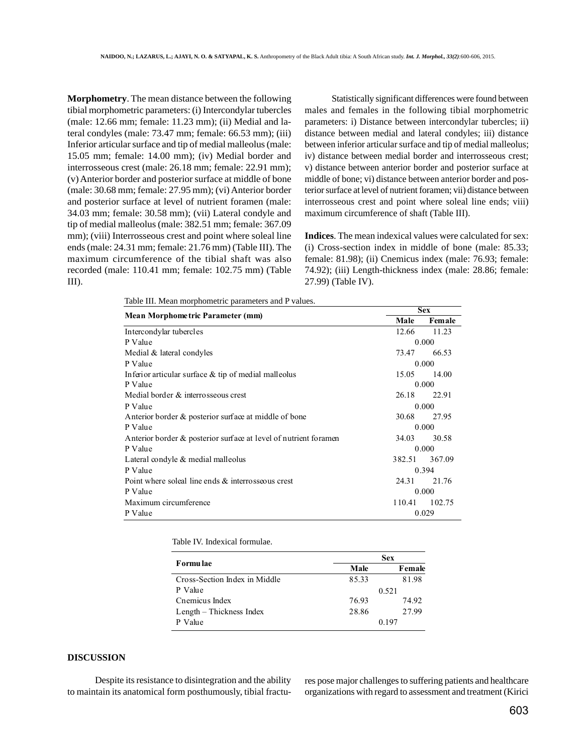**Morphometry**. The mean distance between the following tibial morphometric parameters: (i) Intercondylar tubercles (male: 12.66 mm; female: 11.23 mm); (ii) Medial and lateral condyles (male: 73.47 mm; female: 66.53 mm); (iii) Inferior articular surface and tip of medial malleolus (male: 15.05 mm; female: 14.00 mm); (iv) Medial border and interrosseous crest (male: 26.18 mm; female: 22.91 mm); (v) Anterior border and posterior surface at middle of bone (male: 30.68 mm; female: 27.95 mm); (vi) Anterior border and posterior surface at level of nutrient foramen (male: 34.03 mm; female: 30.58 mm); (vii) Lateral condyle and tip of medial malleolus (male: 382.51 mm; female: 367.09 mm); (viii) Interrosseous crest and point where soleal line ends (male: 24.31 mm; female: 21.76 mm) (Table III). The maximum circumference of the tibial shaft was also recorded (male: 110.41 mm; female: 102.75 mm) (Table III).

Statistically significant differences were found between males and females in the following tibial morphometric parameters: i) Distance between intercondylar tubercles; ii) distance between medial and lateral condyles; iii) distance between inferior articular surface and tip of medial malleolus; iv) distance between medial border and interrosseous crest; v) distance between anterior border and posterior surface at middle of bone; vi) distance between anterior border and posterior surface at level of nutrient foramen; vii) distance between interrosseous crest and point where soleal line ends; viii) maximum circumference of shaft (Table III).

**Indices**. The mean indexical values were calculated for sex: (i) Cross-section index in middle of bone (male: 85.33; female: 81.98); (ii) Cnemicus index (male: 76.93; female: 74.92); (iii) Length-thickness index (male: 28.86; female: 27.99) (Table IV).

Table III. Mean morphometric parameters and P values.

| Mean Morphometric Parameter (mm) | Sex | |
|---|---|---|
| | Male | Female |
| Intercondylar tubercles | 12.66 | 11.23 |
| P Value | 0.000 | |
| Medial & lateral condyles | 73.47 | 66.53 |
| P Value | 0.000 | |
| Inferior articular surface & tip of medial malleolus | 15.05 | 14.00 |
| P Value | 0.000 | |
| Medial border & interrosseous crest | 26.18 | 22.91 |
| P Value | 0.000 | |
| Anterior border & posterior surface at middle of bone | 30.68 | 27.95 |
| P Value | 0.000 | |
| Anterior border & posterior surface at level of nutrient foramen | 34.03 | 30.58 |
| P Value | 0.000 | |
| Lateral condyle & medial malleolus | 382.51 | 367.09 |
| P Value | 0.394 | |
| Point where soleal line ends & interrosseous crest | 24.31 | 21.76 |
| P Value | 0.000 | |
| Maximum circumference | 110.41 | 102.75 |
| P Value | 0.029 | |

Table IV. Indexical formulae.

| Formulae | Sex | |
|---|---|---|
| | Male | Female |
| Cross-Section Index in Middle | 85.33 | 81.98 |
| P Value | 0.521 | |
| Cnemicus Index | 76.93 | 74.92 |
| Length – Thickness Index | 28.86 | 27.99 |
| P Value | 0.197 | |

## DISCUSSION

Despite its resistance to disintegration and the ability to maintain its anatomical form posthumously, tibial fractures pose major challenges to suffering patients and healthcare organizations with regard to assessment and treatment (Kirici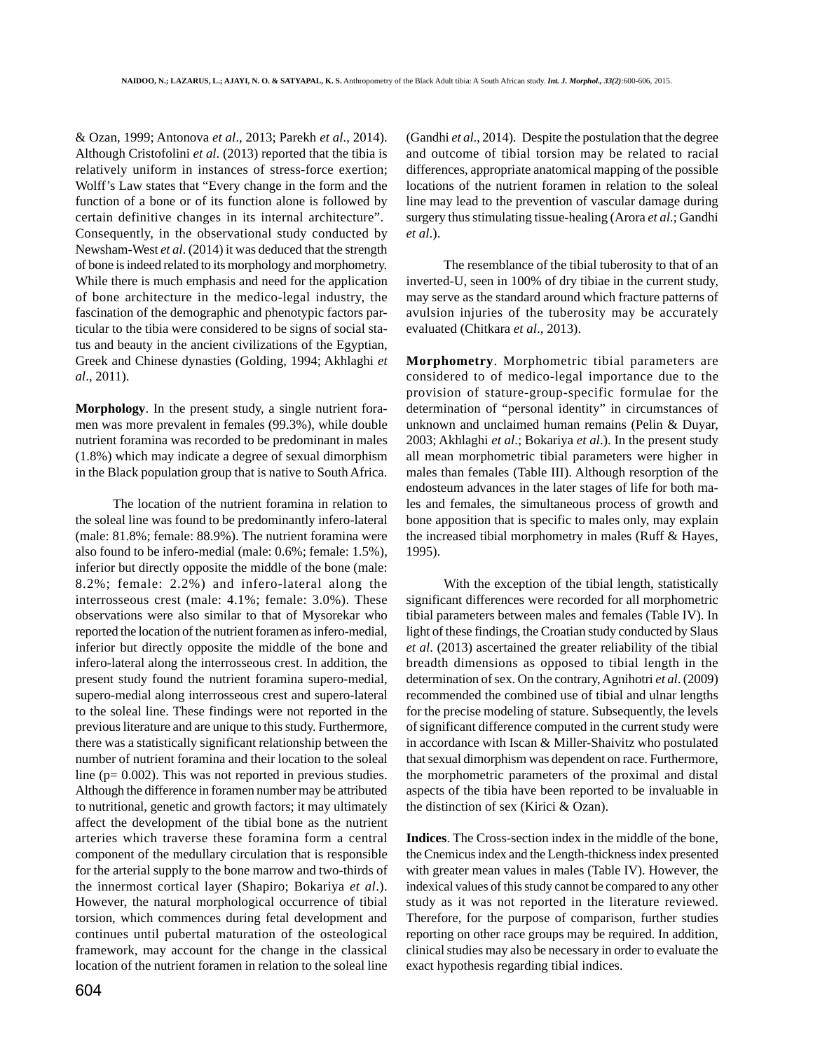& Ozan, 1999; Antonova *et al*., 2013; Parekh *et al*., 2014). Although Cristofolini *et al*. (2013) reported that the tibia is relatively uniform in instances of stress-force exertion; Wolff's Law states that "Every change in the form and the function of a bone or of its function alone is followed by certain definitive changes in its internal architecture". Consequently, in the observational study conducted by Newsham-West *et al*. (2014) it was deduced that the strength of bone is indeed related to its morphology and morphometry. While there is much emphasis and need for the application of bone architecture in the medico-legal industry, the fascination of the demographic and phenotypic factors particular to the tibia were considered to be signs of social status and beauty in the ancient civilizations of the Egyptian, Greek and Chinese dynasties (Golding, 1994; Akhlaghi *et al*., 2011).

**Morphology**. In the present study, a single nutrient foramen was more prevalent in females (99.3%), while double nutrient foramina was recorded to be predominant in males (1.8%) which may indicate a degree of sexual dimorphism in the Black population group that is native to South Africa.

The location of the nutrient foramina in relation to the soleal line was found to be predominantly infero-lateral (male: 81.8%; female: 88.9%). The nutrient foramina were also found to be infero-medial (male: 0.6%; female: 1.5%), inferior but directly opposite the middle of the bone (male: 8.2%; female: 2.2%) and infero-lateral along the interrosseous crest (male: 4.1%; female: 3.0%). These observations were also similar to that of Mysorekar who reported the location of the nutrient foramen as infero-medial, inferior but directly opposite the middle of the bone and infero-lateral along the interrosseous crest. In addition, the present study found the nutrient foramina supero-medial, supero-medial along interrosseous crest and supero-lateral to the soleal line. These findings were not reported in the previous literature and are unique to this study. Furthermore, there was a statistically significant relationship between the number of nutrient foramina and their location to the soleal line (p= 0.002). This was not reported in previous studies. Although the difference in foramen number may be attributed to nutritional, genetic and growth factors; it may ultimately affect the development of the tibial bone as the nutrient arteries which traverse these foramina form a central component of the medullary circulation that is responsible for the arterial supply to the bone marrow and two-thirds of the innermost cortical layer (Shapiro; Bokariya *et al*.). However, the natural morphological occurrence of tibial torsion, which commences during fetal development and continues until pubertal maturation of the osteological framework, may account for the change in the classical location of the nutrient foramen in relation to the soleal line (Gandhi *et al*., 2014). Despite the postulation that the degree and outcome of tibial torsion may be related to racial differences, appropriate anatomical mapping of the possible locations of the nutrient foramen in relation to the soleal line may lead to the prevention of vascular damage during surgery thus stimulating tissue-healing (Arora *et al*.; Gandhi *et al*.).

The resemblance of the tibial tuberosity to that of an inverted-U, seen in 100% of dry tibiae in the current study, may serve as the standard around which fracture patterns of avulsion injuries of the tuberosity may be accurately evaluated (Chitkara *et al*., 2013).

**Morphometry**. Morphometric tibial parameters are considered to of medico-legal importance due to the provision of stature-group-specific formulae for the determination of "personal identity" in circumstances of unknown and unclaimed human remains (Pelin & Duyar, 2003; Akhlaghi *et al*.; Bokariya *et al*.). In the present study all mean morphometric tibial parameters were higher in males than females (Table III). Although resorption of the endosteum advances in the later stages of life for both males and females, the simultaneous process of growth and bone apposition that is specific to males only, may explain the increased tibial morphometry in males (Ruff & Hayes, 1995).

With the exception of the tibial length, statistically significant differences were recorded for all morphometric tibial parameters between males and females (Table IV). In light of these findings, the Croatian study conducted by Slaus *et al*. (2013) ascertained the greater reliability of the tibial breadth dimensions as opposed to tibial length in the determination of sex. On the contrary, Agnihotri *et al*. (2009) recommended the combined use of tibial and ulnar lengths for the precise modeling of stature. Subsequently, the levels of significant difference computed in the current study were in accordance with Iscan & Miller-Shaivitz who postulated that sexual dimorphism was dependent on race. Furthermore, the morphometric parameters of the proximal and distal aspects of the tibia have been reported to be invaluable in the distinction of sex (Kirici & Ozan).

**Indices**. The Cross-section index in the middle of the bone, the Cnemicus index and the Length-thickness index presented with greater mean values in males (Table IV). However, the indexical values of this study cannot be compared to any other study as it was not reported in the literature reviewed. Therefore, for the purpose of comparison, further studies reporting on other race groups may be required. In addition, clinical studies may also be necessary in order to evaluate the exact hypothesis regarding tibial indices.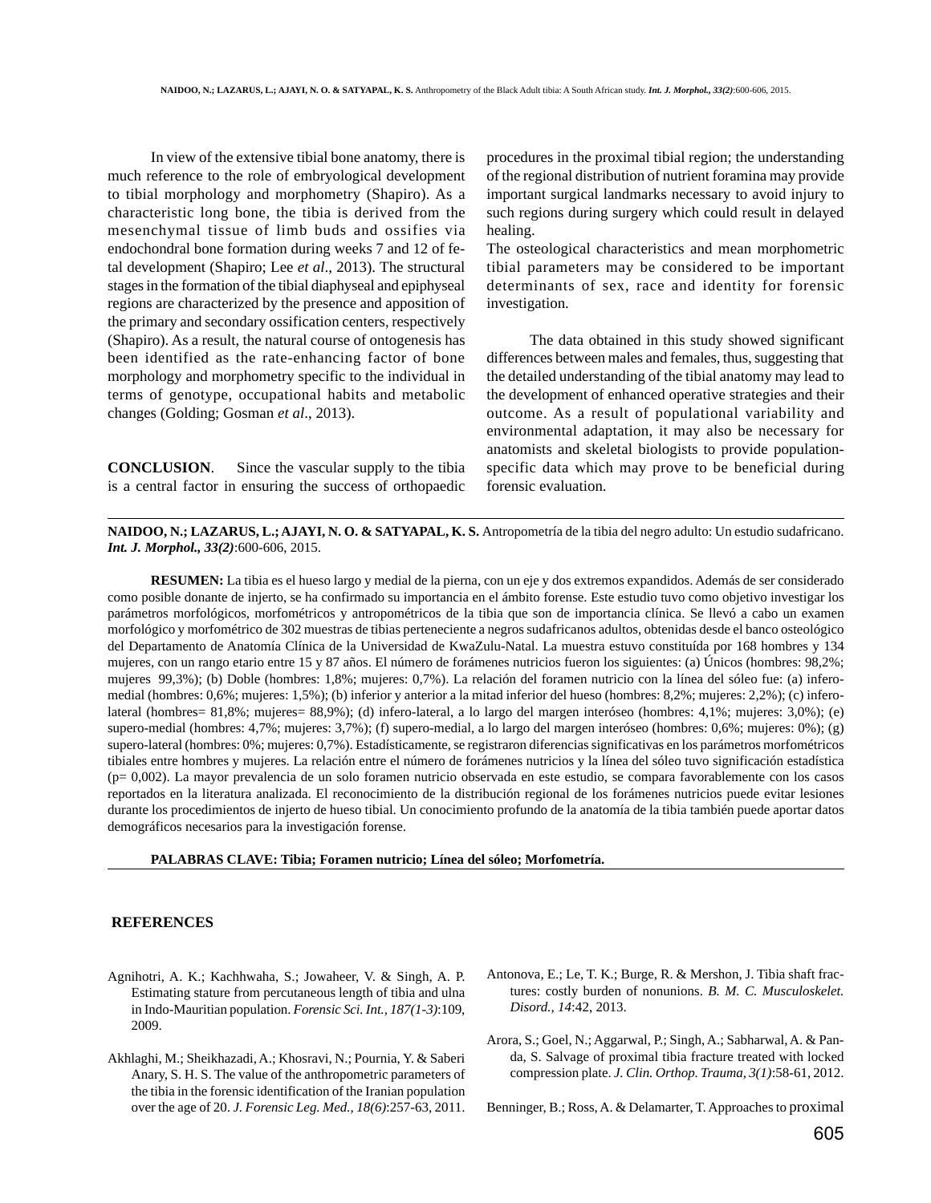In view of the extensive tibial bone anatomy, there is much reference to the role of embryological development to tibial morphology and morphometry (Shapiro). As a characteristic long bone, the tibia is derived from the mesenchymal tissue of limb buds and ossifies via endochondral bone formation during weeks 7 and 12 of fetal development (Shapiro; Lee *et al*., 2013). The structural stages in the formation of the tibial diaphyseal and epiphyseal regions are characterized by the presence and apposition of the primary and secondary ossification centers, respectively (Shapiro). As a result, the natural course of ontogenesis has been identified as the rate-enhancing factor of bone morphology and morphometry specific to the individual in terms of genotype, occupational habits and metabolic changes (Golding; Gosman *et al*., 2013).

**CONCLUSION**. Since the vascular supply to the tibia is a central factor in ensuring the success of orthopaedic procedures in the proximal tibial region; the understanding of the regional distribution of nutrient foramina may provide important surgical landmarks necessary to avoid injury to such regions during surgery which could result in delayed healing.

The osteological characteristics and mean morphometric tibial parameters may be considered to be important determinants of sex, race and identity for forensic investigation.

The data obtained in this study showed significant differences between males and females, thus, suggesting that the detailed understanding of the tibial anatomy may lead to the development of enhanced operative strategies and their outcome. As a result of populational variability and environmental adaptation, it may also be necessary for anatomists and skeletal biologists to provide population-specific data which may prove to be beneficial during forensic evaluation.

---

**NAIDOO, N.; LAZARUS, L.; AJAYI, N. O. & SATYAPAL, K. S.** Antropometría de la tibia del negro adulto: Un estudio sudafricano. ***Int. J. Morphol., 33(2)***:600-606, 2015.

**RESUMEN:** La tibia es el hueso largo y medial de la pierna, con un eje y dos extremos expandidos. Además de ser considerado como posible donante de injerto, se ha confirmado su importancia en el ámbito forense. Este estudio tuvo como objetivo investigar los parámetros morfológicos, morfométricos y antropométricos de la tibia que son de importancia clínica. Se llevó a cabo un examen morfológico y morfométrico de 302 muestras de tibias perteneciente a negros sudafricanos adultos, obtenidas desde el banco osteológico del Departamento de Anatomía Clínica de la Universidad de KwaZulu-Natal. La muestra estuvo constituída por 168 hombres y 134 mujeres, con un rango etario entre 15 y 87 años. El número de forámenes nutricios fueron los siguientes: (a) Únicos (hombres: 98,2%; mujeres 99,3%); (b) Doble (hombres: 1,8%; mujeres: 0,7%). La relación del foramen nutricio con la línea del sóleo fue: (a) inferomedial (hombres: 0,6%; mujeres: 1,5%); (b) inferior y anterior a la mitad inferior del hueso (hombres: 8,2%; mujeres: 2,2%); (c) inferolateral (hombres= 81,8%; mujeres= 88,9%); (d) infero-lateral, a lo largo del margen interóseo (hombres: 4,1%; mujeres: 3,0%); (e) supero-medial (hombres: 4,7%; mujeres: 3,7%); (f) supero-medial, a lo largo del margen interóseo (hombres: 0,6%; mujeres: 0%); (g) supero-lateral (hombres: 0%; mujeres: 0,7%). Estadísticamente, se registraron diferencias significativas en los parámetros morfométricos tibiales entre hombres y mujeres. La relación entre el número de forámenes nutricios y la línea del sóleo tuvo significación estadística (p= 0,002). La mayor prevalencia de un solo foramen nutricio observada en este estudio, se compara favorablemente con los casos reportados en la literatura analizada. El reconocimiento de la distribución regional de los forámenes nutricios puede evitar lesiones durante los procedimientos de injerto de hueso tibial. Un conocimiento profundo de la anatomía de la tibia también puede aportar datos demográficos necesarios para la investigación forense.

**PALABRAS CLAVE: Tibia; Foramen nutricio; Línea del sóleo; Morfometría.**

---

## REFERENCES

Agnihotri, A. K.; Kachhwaha, S.; Jowaheer, V. & Singh, A. P. Estimating stature from percutaneous length of tibia and ulna in Indo-Mauritian population. *Forensic Sci. Int., 187(1-3)*:109, 2009.

Akhlaghi, M.; Sheikhazadi, A.; Khosravi, N.; Pournia, Y. & Saberi Anary, S. H. S. The value of the anthropometric parameters of the tibia in the forensic identification of the Iranian population over the age of 20. *J. Forensic Leg. Med., 18(6)*:257-63, 2011.

Antonova, E.; Le, T. K.; Burge, R. & Mershon, J. Tibia shaft fractures: costly burden of nonunions. *B. M. C. Musculoskelet. Disord., 14*:42, 2013.

Arora, S.; Goel, N.; Aggarwal, P.; Singh, A.; Sabharwal, A. & Panda, S. Salvage of proximal tibia fracture treated with locked compression plate. *J. Clin. Orthop. Trauma, 3(1)*:58-61, 2012.

Benninger, B.; Ross, A. & Delamarter, T. Approaches to proximal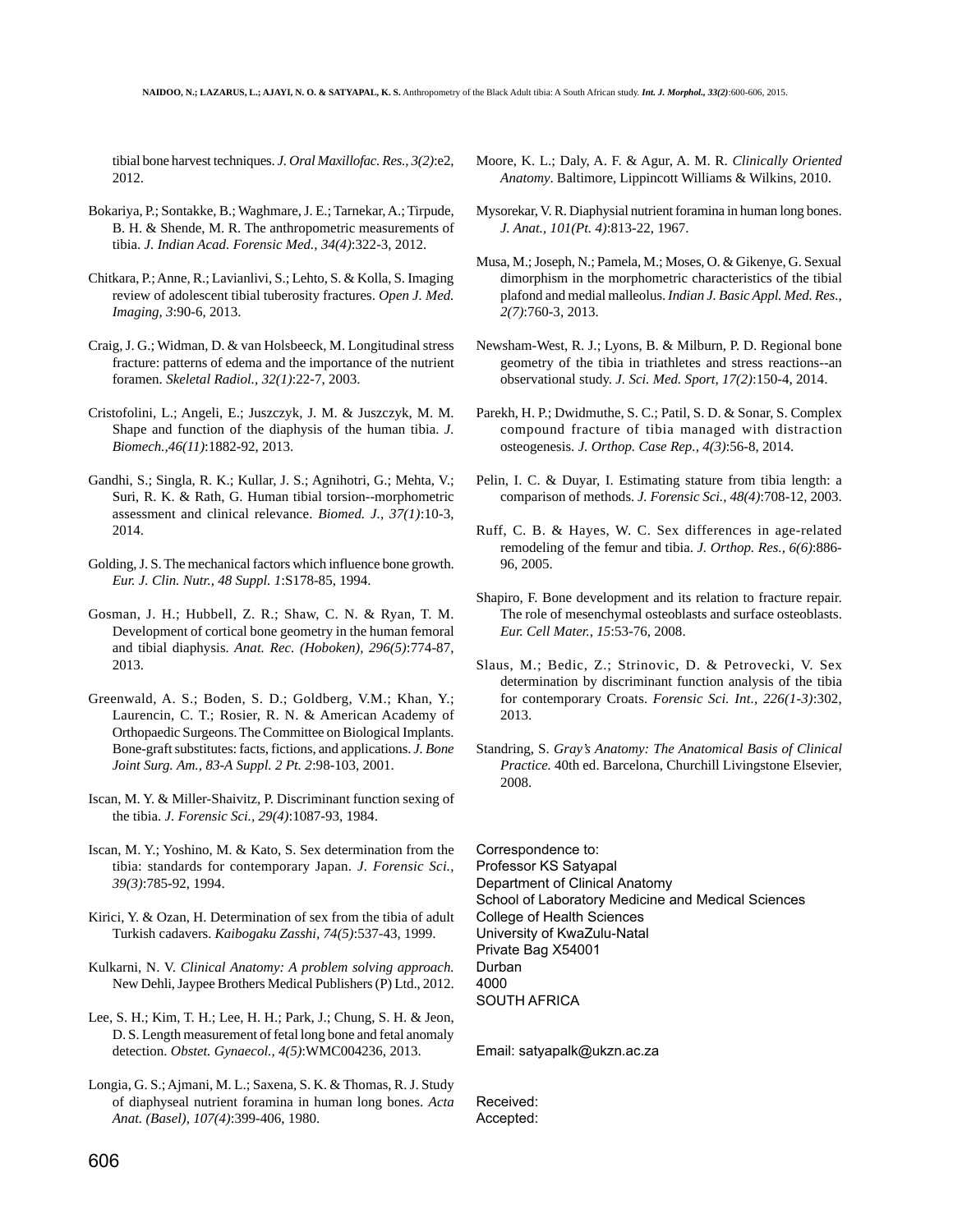tibial bone harvest techniques. *J. Oral Maxillofac. Res., 3(2)*:e2, 2012.

Bokariya, P.; Sontakke, B.; Waghmare, J. E.; Tarnekar, A.; Tirpude, B. H. & Shende, M. R. The anthropometric measurements of tibia. *J. Indian Acad. Forensic Med., 34(4)*:322-3, 2012.

Chitkara, P.; Anne, R.; Lavianlivi, S.; Lehto, S. & Kolla, S. Imaging review of adolescent tibial tuberosity fractures. *Open J. Med. Imaging, 3*:90-6, 2013.

Craig, J. G.; Widman, D. & van Holsbeeck, M. Longitudinal stress fracture: patterns of edema and the importance of the nutrient foramen. *Skeletal Radiol., 32(1)*:22-7, 2003.

Cristofolini, L.; Angeli, E.; Juszczyk, J. M. & Juszczyk, M. M. Shape and function of the diaphysis of the human tibia. *J. Biomech.,46(11)*:1882-92, 2013.

Gandhi, S.; Singla, R. K.; Kullar, J. S.; Agnihotri, G.; Mehta, V.; Suri, R. K. & Rath, G. Human tibial torsion--morphometric assessment and clinical relevance. *Biomed. J., 37(1)*:10-3, 2014.

Golding, J. S. The mechanical factors which influence bone growth. *Eur. J. Clin. Nutr., 48 Suppl. 1*:S178-85, 1994.

Gosman, J. H.; Hubbell, Z. R.; Shaw, C. N. & Ryan, T. M. Development of cortical bone geometry in the human femoral and tibial diaphysis. *Anat. Rec. (Hoboken), 296(5)*:774-87, 2013.

Greenwald, A. S.; Boden, S. D.; Goldberg, V.M.; Khan, Y.; Laurencin, C. T.; Rosier, R. N. & American Academy of Orthopaedic Surgeons. The Committee on Biological Implants. Bone-graft substitutes: facts, fictions, and applications. *J. Bone Joint Surg. Am., 83-A Suppl. 2 Pt. 2*:98-103, 2001.

Iscan, M. Y. & Miller-Shaivitz, P. Discriminant function sexing of the tibia. *J. Forensic Sci., 29(4)*:1087-93, 1984.

Iscan, M. Y.; Yoshino, M. & Kato, S. Sex determination from the tibia: standards for contemporary Japan. *J. Forensic Sci., 39(3)*:785-92, 1994.

Kirici, Y. & Ozan, H. Determination of sex from the tibia of adult Turkish cadavers. *Kaibogaku Zasshi, 74(5)*:537-43, 1999.

Kulkarni, N. V. *Clinical Anatomy: A problem solving approach.* New Dehli, Jaypee Brothers Medical Publishers (P) Ltd., 2012.

Lee, S. H.; Kim, T. H.; Lee, H. H.; Park, J.; Chung, S. H. & Jeon, D. S. Length measurement of fetal long bone and fetal anomaly detection. *Obstet. Gynaecol., 4(5)*:WMC004236, 2013.

Longia, G. S.; Ajmani, M. L.; Saxena, S. K. & Thomas, R. J. Study of diaphyseal nutrient foramina in human long bones. *Acta Anat. (Basel), 107(4)*:399-406, 1980.

Moore, K. L.; Daly, A. F. & Agur, A. M. R. *Clinically Oriented Anatomy*. Baltimore, Lippincott Williams & Wilkins, 2010.

Mysorekar, V. R. Diaphysial nutrient foramina in human long bones. *J. Anat., 101(Pt. 4)*:813-22, 1967.

Musa, M.; Joseph, N.; Pamela, M.; Moses, O. & Gikenye, G. Sexual dimorphism in the morphometric characteristics of the tibial plafond and medial malleolus. *Indian J. Basic Appl. Med. Res., 2(7)*:760-3, 2013.

Newsham-West, R. J.; Lyons, B. & Milburn, P. D. Regional bone geometry of the tibia in triathletes and stress reactions--an observational study. *J. Sci. Med. Sport, 17(2)*:150-4, 2014.

Parekh, H. P.; Dwidmuthe, S. C.; Patil, S. D. & Sonar, S. Complex compound fracture of tibia managed with distraction osteogenesis. *J. Orthop. Case Rep., 4(3)*:56-8, 2014.

Pelin, I. C. & Duyar, I. Estimating stature from tibia length: a comparison of methods. *J. Forensic Sci., 48(4)*:708-12, 2003.

Ruff, C. B. & Hayes, W. C. Sex differences in age-related remodeling of the femur and tibia. *J. Orthop. Res., 6(6)*:886-96, 2005.

Shapiro, F. Bone development and its relation to fracture repair. The role of mesenchymal osteoblasts and surface osteoblasts. *Eur. Cell Mater., 15*:53-76, 2008.

Slaus, M.; Bedic, Z.; Strinovic, D. & Petrovecki, V. Sex determination by discriminant function analysis of the tibia for contemporary Croats. *Forensic Sci. Int., 226(1-3)*:302, 2013.

Standring, S. *Gray's Anatomy: The Anatomical Basis of Clinical Practice.* 40th ed. Barcelona, Churchill Livingstone Elsevier, 2008.

Correspondence to:
Professor KS Satyapal
Department of Clinical Anatomy
School of Laboratory Medicine and Medical Sciences
College of Health Sciences
University of KwaZulu-Natal
Private Bag X54001
Durban
4000
SOUTH AFRICA

Email: satyapalk@ukzn.ac.za

Received:
Accepted: